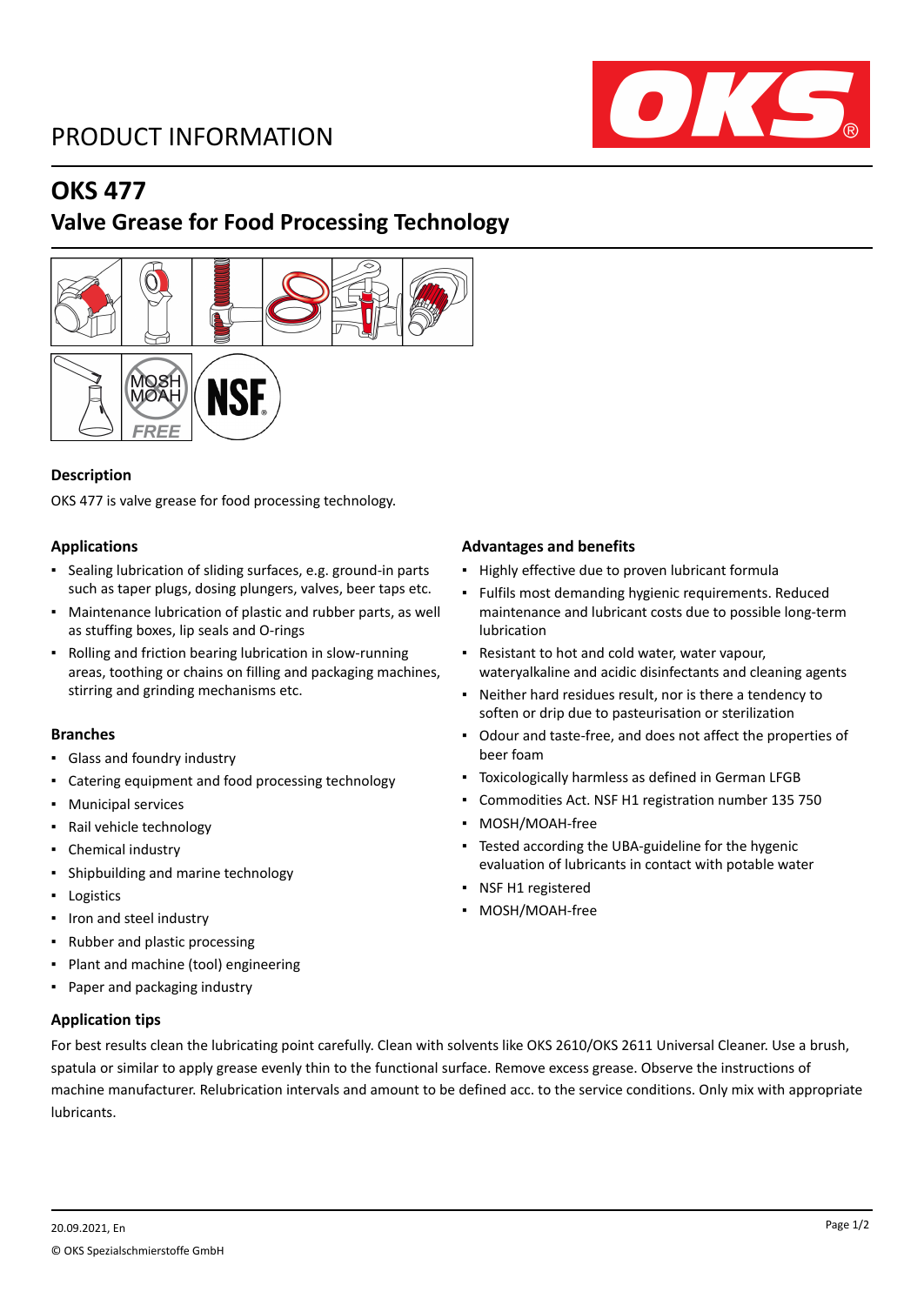PRODUCT INFORMATION

# OKS 477

## Valve Grease for Food Processing Technology

### Description

OKS 477 is valve grease for food processing technology.

### Applications

- Sealing lubrication of sliding surfaces, e.g. ground-in parts such as taper plugs, dosing plungers, valves, beer taps etc.
- Maintenance lubrication of plastic and rubber parts, as well as stuffing boxes, lip seals and O-rings
- Rolling and friction bearing lubrication in slow-running areas, toothing or chains on filling and packaging machines, stirring and grinding mechanisms etc.

### Branches

- Glass and foundry industry
- Catering equipment and food processing technology
- Municipal services
- Rail vehicle technology
- Chemical industry
- Shipbuilding and marine technology
- Logistics
- Iron and steel industry
- Rubber and plastic processing
- Plant and machine (tool) engineering
- Paper and packaging industry

### Advantages and benefits

- Highly effective due to proven lubricant formula
- Fulfils most demanding hygienic requirements. Reduced maintenance and lubricant costs due to possible long-term lubrication
- Resistant to hot and cold water, water vapour, wateryalkaline and acidic disinfectants and cleaning agents
- Neither hard residues result, nor is there a tendency to soften or drip due to pasteurisation or sterilization
- Odour and taste-free, and does not affect the properties of beer foam
- Toxicologically harmless as defined in German LFGB
- Commodities Act. NSF H1 registration number 135 750
- MOSH/MOAH-free
- Tested according the UBA-guideline for the hygenic evaluation of lubricants in contact with potable water
- NSF H1 registered
- MOSH/MOAH-free

### Application tips

For best results clean the lubricating point carefully. Clean with solvents like OKS 2610/OKS 2611 Universal Cleaner. Use a brush, spatula or similar to apply grease evenly thin to the functional surface. Remove excess grease. Observe the instructions of machine manufacturer. Relubrication intervals and amount to be defined acc. to the service conditions. Only mix with appropriate lubricants.

20.09.2021, En

© OKS Spezialschmierstoffe GmbH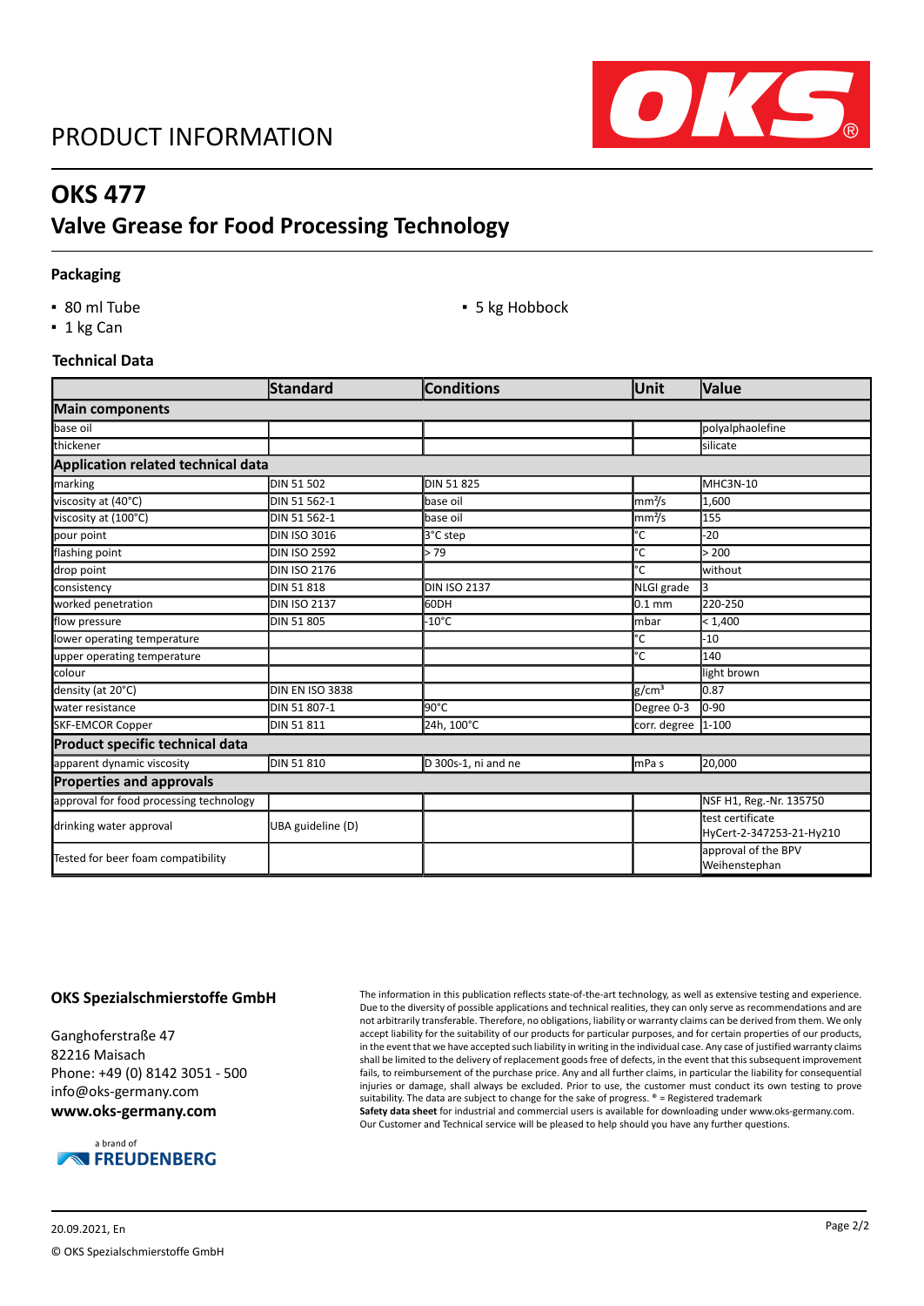# PRODUCT INFORMATION

## OKS 477

## Valve Grease for Food Processing Technology

### Packaging

- 80 ml Tube
- 1 kg Can
- 5 kg Hobbock

### Technical Data

| | Standard | Conditions | Unit | Value |
|---|---|---|---|---|
| **Main components** | | | | |
| base oil | | | | polyalphaolefine |
| thickener | | | | silicate |
| **Application related technical data** | | | | |
| marking | DIN 51 502 | DIN 51 825 | | MHC3N-10 |
| viscosity at (40°C) | DIN 51 562-1 | base oil | $mm^2/s$ | 1,600 |
| viscosity at (100°C) | DIN 51 562-1 | base oil | $mm^2/s$ | 155 |
| pour point | DIN ISO 3016 | 3°C step | °C | -20 |
| flashing point | DIN ISO 2592 | > 79 | °C | > 200 |
| drop point | DIN ISO 2176 | | °C | without |
| consistency | DIN 51 818 | DIN ISO 2137 | NLGI grade | 3 |
| worked penetration | DIN ISO 2137 | 60DH | 0.1 mm | 220-250 |
| flow pressure | DIN 51 805 | -10°C | mbar | < 1,400 |
| lower operating temperature | | | °C | -10 |
| upper operating temperature | | | °C | 140 |
| colour | | | | light brown |
| density (at 20°C) | DIN EN ISO 3838 | | $g/cm^3$ | 0.87 |
| water resistance | DIN 51 807-1 | 90°C | Degree 0-3 | 0-90 |
| SKF-EMCOR Copper | DIN 51 811 | 24h, 100°C | corr. degree | 1-100 |
| **Product specific technical data** | | | | |
| apparent dynamic viscosity | DIN 51 810 | D 300s-1, ni and ne | mPa s | 20,000 |
| **Properties and approvals** | | | | |
| approval for food processing technology | | | | NSF H1, Reg.-Nr. 135750 |
| drinking water approval | UBA guideline (D) | | | test certificate HyCert-2-347253-21-Hy210 |
| Tested for beer foam compatibility | | | | approval of the BPV Weihenstephan |

**OKS Spezialschmierstoffe GmbH**

Ganghoferstraße 47
82216 Maisach
Phone: +49 (0) 8142 3051 - 500
info@oks-germany.com
**www.oks-germany.com**

a brand of FREUDENBERG

The information in this publication reflects state-of-the-art technology, as well as extensive testing and experience. Due to the diversity of possible applications and technical realities, they can only serve as recommendations and are not arbitrarily transferable. Therefore, no obligations, liability or warranty claims can be derived from them. We only accept liability for the suitability of our products for particular purposes, and for certain properties of our products, in the event that we have accepted such liability in writing in the individual case. Any case of justified warranty claims shall be limited to the delivery of replacement goods free of defects, in the event that this subsequent improvement fails, to reimbursement of the purchase price. Any and all further claims, in particular the liability for consequential injuries or damage, shall always be excluded. Prior to use, the customer must conduct its own testing to prove suitability. The data are subject to change for the sake of progress. ® = Registered trademark
**Safety data sheet** for industrial and commercial users is available for downloading under www.oks-germany.com. Our Customer and Technical service will be pleased to help should you have any further questions.

20.09.2021, En

© OKS Spezialschmierstoffe GmbH